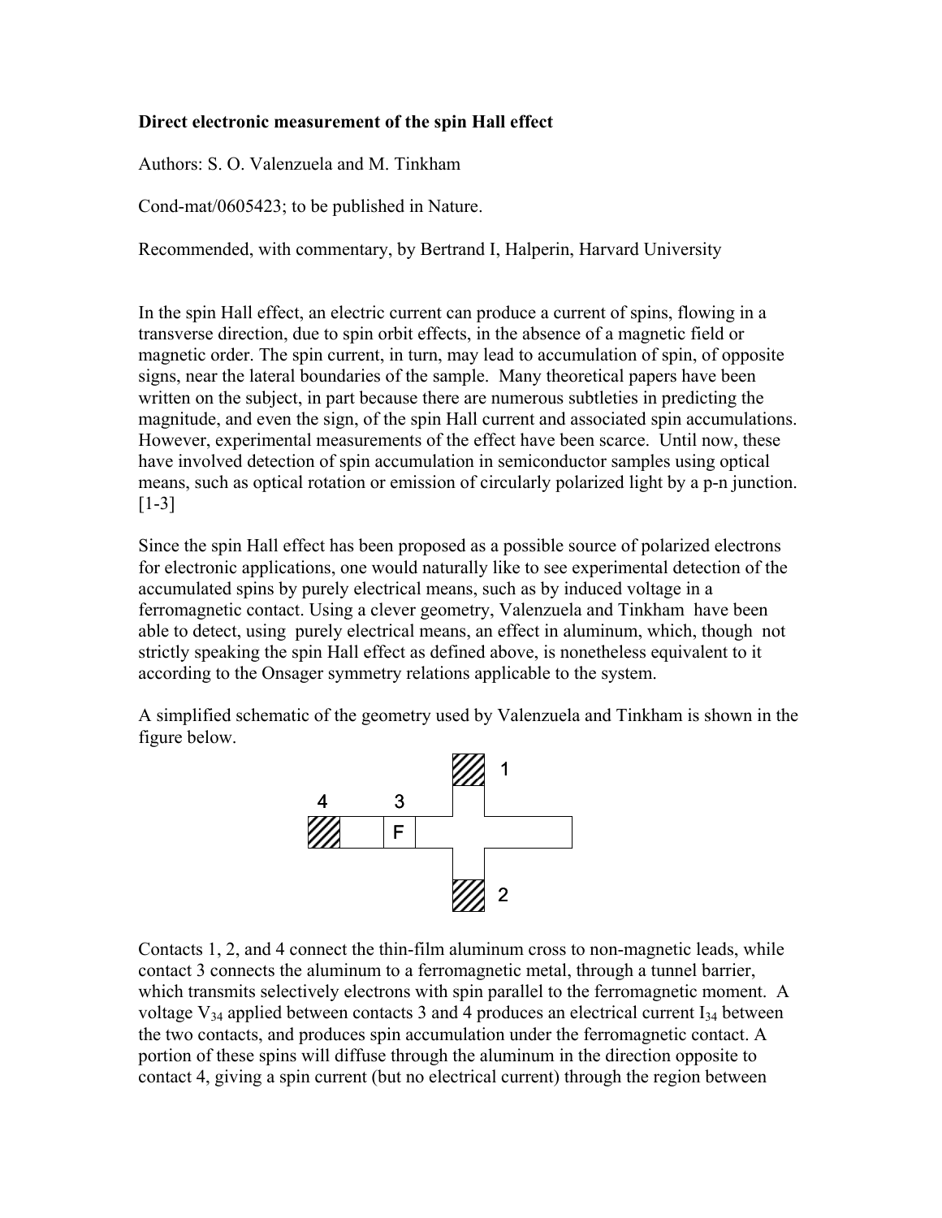**Direct electronic measurement of the spin Hall effect**

Authors: S. O. Valenzuela and M. Tinkham

Cond-mat/0605423; to be published in Nature.

Recommended, with commentary, by Bertrand I, Halperin, Harvard University

In the spin Hall effect, an electric current can produce a current of spins, flowing in a transverse direction, due to spin orbit effects, in the absence of a magnetic field or magnetic order. The spin current, in turn, may lead to accumulation of spin, of opposite signs, near the lateral boundaries of the sample. Many theoretical papers have been written on the subject, in part because there are numerous subtleties in predicting the magnitude, and even the sign, of the spin Hall current and associated spin accumulations. However, experimental measurements of the effect have been scarce. Until now, these have involved detection of spin accumulation in semiconductor samples using optical means, such as optical rotation or emission of circularly polarized light by a p-n junction. [1-3]

Since the spin Hall effect has been proposed as a possible source of polarized electrons for electronic applications, one would naturally like to see experimental detection of the accumulated spins by purely electrical means, such as by induced voltage in a ferromagnetic contact. Using a clever geometry, Valenzuela and Tinkham have been able to detect, using purely electrical means, an effect in aluminum, which, though not strictly speaking the spin Hall effect as defined above, is nonetheless equivalent to it according to the Onsager symmetry relations applicable to the system.

A simplified schematic of the geometry used by Valenzuela and Tinkham is shown in the figure below.

Contacts 1, 2, and 4 connect the thin-film aluminum cross to non-magnetic leads, while contact 3 connects the aluminum to a ferromagnetic metal, through a tunnel barrier, which transmits selectively electrons with spin parallel to the ferromagnetic moment. A voltage $V_{34}$ applied between contacts 3 and 4 produces an electrical current $I_{34}$ between the two contacts, and produces spin accumulation under the ferromagnetic contact. A portion of these spins will diffuse through the aluminum in the direction opposite to contact 4, giving a spin current (but no electrical current) through the region between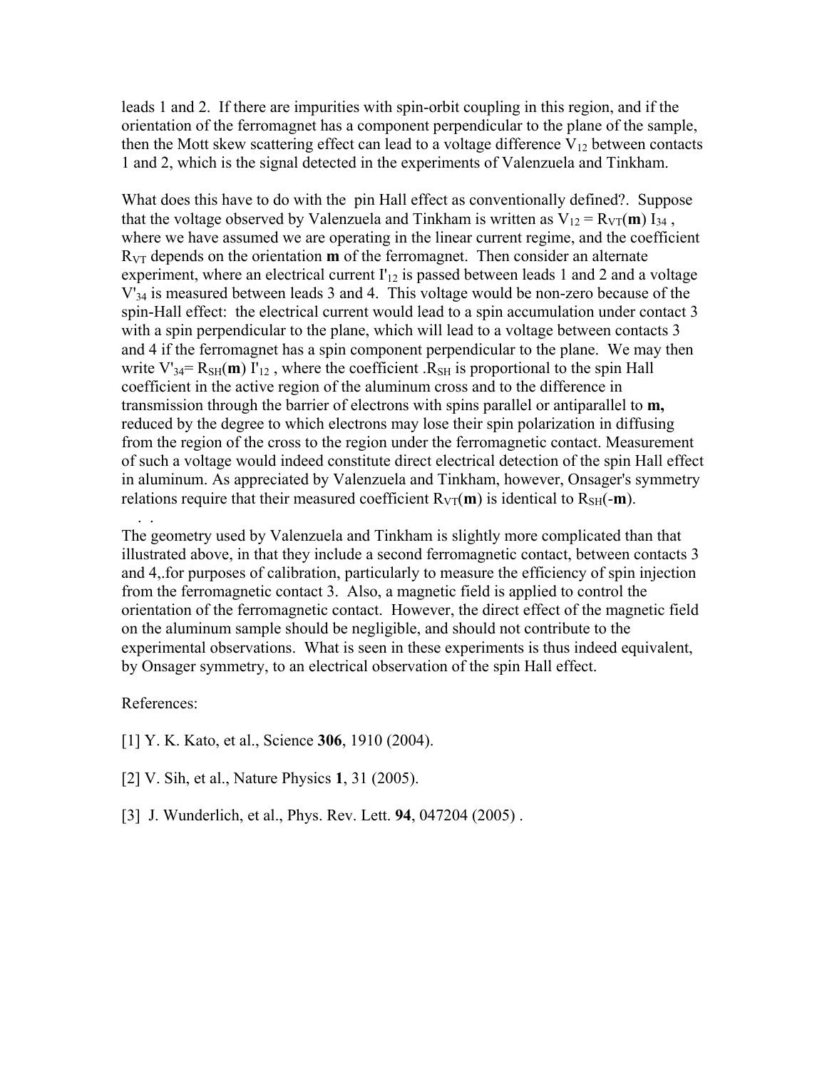leads 1 and 2. If there are impurities with spin-orbit coupling in this region, and if the orientation of the ferromagnet has a component perpendicular to the plane of the sample, then the Mott skew scattering effect can lead to a voltage difference $V_{12}$ between contacts 1 and 2, which is the signal detected in the experiments of Valenzuela and Tinkham.

What does this have to do with the pin Hall effect as conventionally defined?. Suppose that the voltage observed by Valenzuela and Tinkham is written as $V_{12} = R_{VT}(\mathbf{m})\, I_{34}$ , where we have assumed we are operating in the linear current regime, and the coefficient $R_{VT}$ depends on the orientation **m** of the ferromagnet. Then consider an alternate experiment, where an electrical current $I'_{12}$ is passed between leads 1 and 2 and a voltage $V'_{34}$ is measured between leads 3 and 4. This voltage would be non-zero because of the spin-Hall effect: the electrical current would lead to a spin accumulation under contact 3 with a spin perpendicular to the plane, which will lead to a voltage between contacts 3 and 4 if the ferromagnet has a spin component perpendicular to the plane. We may then write $V'_{34}= R_{SH}(\mathbf{m})\, I'_{12}$ , where the coefficient .$R_{SH}$ is proportional to the spin Hall coefficient in the active region of the aluminum cross and to the difference in transmission through the barrier of electrons with spins parallel or antiparallel to **m,** reduced by the degree to which electrons may lose their spin polarization in diffusing from the region of the cross to the region under the ferromagnetic contact. Measurement of such a voltage would indeed constitute direct electrical detection of the spin Hall effect in aluminum. As appreciated by Valenzuela and Tinkham, however, Onsager's symmetry relations require that their measured coefficient $R_{VT}(\mathbf{m})$ is identical to $R_{SH}(-\mathbf{m})$.

. .

The geometry used by Valenzuela and Tinkham is slightly more complicated than that illustrated above, in that they include a second ferromagnetic contact, between contacts 3 and 4,.for purposes of calibration, particularly to measure the efficiency of spin injection from the ferromagnetic contact 3. Also, a magnetic field is applied to control the orientation of the ferromagnetic contact. However, the direct effect of the magnetic field on the aluminum sample should be negligible, and should not contribute to the experimental observations. What is seen in these experiments is thus indeed equivalent, by Onsager symmetry, to an electrical observation of the spin Hall effect.

References:

[1] Y. K. Kato, et al., Science **306**, 1910 (2004).

[2] V. Sih, et al., Nature Physics **1**, 31 (2005).

[3] J. Wunderlich, et al., Phys. Rev. Lett. **94**, 047204 (2005) .